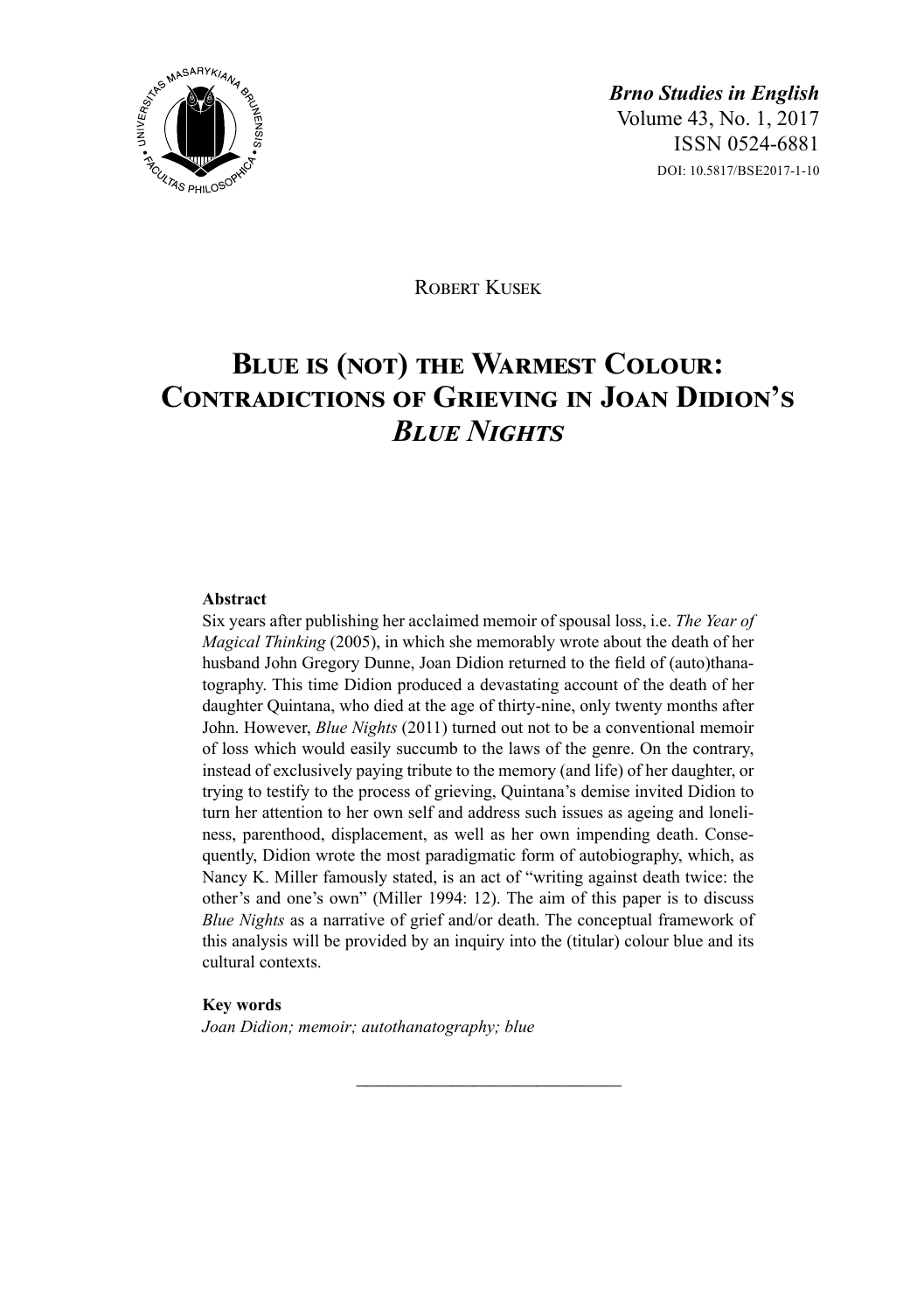*Brno Studies in English*
Volume 43, No. 1, 2017
ISSN 0524-6881
DOI: 10.5817/BSE2017-1-10

Robert Kusek

# Blue is (not) the Warmest Colour: Contradictions of Grieving in Joan Didion's *Blue Nights*

**Abstract**

Six years after publishing her acclaimed memoir of spousal loss, i.e. *The Year of Magical Thinking* (2005), in which she memorably wrote about the death of her husband John Gregory Dunne, Joan Didion returned to the field of (auto)thanatography. This time Didion produced a devastating account of the death of her daughter Quintana, who died at the age of thirty-nine, only twenty months after John. However, *Blue Nights* (2011) turned out not to be a conventional memoir of loss which would easily succumb to the laws of the genre. On the contrary, instead of exclusively paying tribute to the memory (and life) of her daughter, or trying to testify to the process of grieving, Quintana's demise invited Didion to turn her attention to her own self and address such issues as ageing and loneliness, parenthood, displacement, as well as her own impending death. Consequently, Didion wrote the most paradigmatic form of autobiography, which, as Nancy K. Miller famously stated, is an act of "writing against death twice: the other's and one's own" (Miller 1994: 12). The aim of this paper is to discuss *Blue Nights* as a narrative of grief and/or death. The conceptual framework of this analysis will be provided by an inquiry into the (titular) colour blue and its cultural contexts.

**Key words**

*Joan Didion; memoir; autothanatography; blue*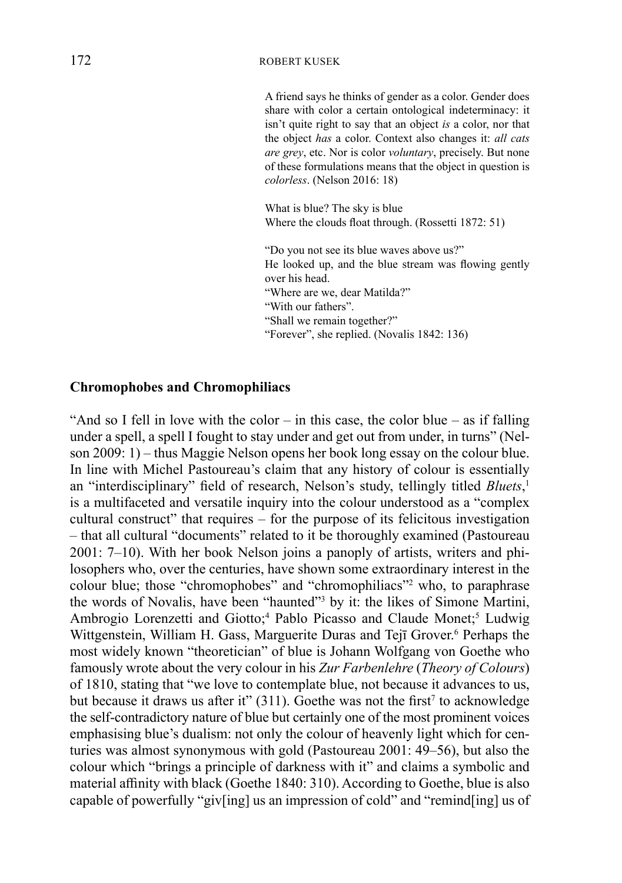A friend says he thinks of gender as a color. Gender does share with color a certain ontological indeterminacy: it isn't quite right to say that an object *is* a color, nor that the object *has* a color. Context also changes it: *all cats are grey*, etc. Nor is color *voluntary*, precisely. But none of these formulations means that the object in question is *colorless*. (Nelson 2016: 18)

What is blue? The sky is blue
Where the clouds float through. (Rossetti 1872: 51)

"Do you not see its blue waves above us?"
He looked up, and the blue stream was flowing gently over his head.
"Where are we, dear Matilda?"
"With our fathers".
"Shall we remain together?"
"Forever", she replied. (Novalis 1842: 136)

## Chromophobes and Chromophiliacs

"And so I fell in love with the color – in this case, the color blue – as if falling under a spell, a spell I fought to stay under and get out from under, in turns" (Nelson 2009: 1) – thus Maggie Nelson opens her book long essay on the colour blue. In line with Michel Pastoureau's claim that any history of colour is essentially an "interdisciplinary" field of research, Nelson's study, tellingly titled *Bluets*,[1] is a multifaceted and versatile inquiry into the colour understood as a "complex cultural construct" that requires – for the purpose of its felicitous investigation – that all cultural "documents" related to it be thoroughly examined (Pastoureau 2001: 7–10). With her book Nelson joins a panoply of artists, writers and philosophers who, over the centuries, have shown some extraordinary interest in the colour blue; those "chromophobes" and "chromophiliacs"[2] who, to paraphrase the words of Novalis, have been "haunted"[3] by it: the likes of Simone Martini, Ambrogio Lorenzetti and Giotto;[4] Pablo Picasso and Claude Monet;[5] Ludwig Wittgenstein, William H. Gass, Marguerite Duras and Tejī Grover.[6] Perhaps the most widely known "theoretician" of blue is Johann Wolfgang von Goethe who famously wrote about the very colour in his *Zur Farbenlehre* (*Theory of Colours*) of 1810, stating that "we love to contemplate blue, not because it advances to us, but because it draws us after it" (311). Goethe was not the first[7] to acknowledge the self-contradictory nature of blue but certainly one of the most prominent voices emphasising blue's dualism: not only the colour of heavenly light which for centuries was almost synonymous with gold (Pastoureau 2001: 49–56), but also the colour which "brings a principle of darkness with it" and claims a symbolic and material affinity with black (Goethe 1840: 310). According to Goethe, blue is also capable of powerfully "giv[ing] us an impression of cold" and "remind[ing] us of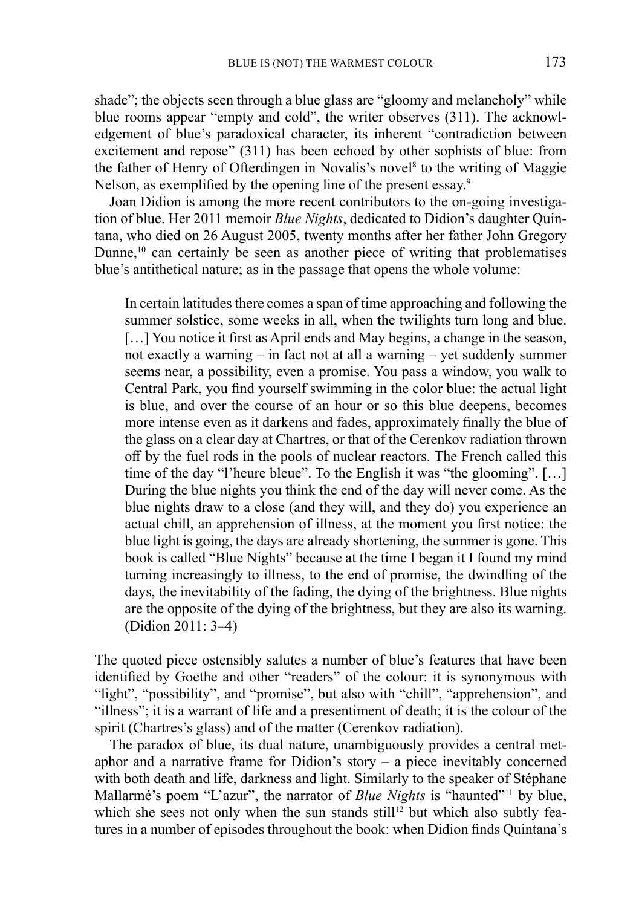shade"; the objects seen through a blue glass are "gloomy and melancholy" while blue rooms appear "empty and cold", the writer observes (311). The acknowledgement of blue's paradoxical character, its inherent "contradiction between excitement and repose" (311) has been echoed by other sophists of blue: from the father of Henry of Ofterdingen in Novalis's novel[8] to the writing of Maggie Nelson, as exemplified by the opening line of the present essay.[9]

Joan Didion is among the more recent contributors to the on-going investigation of blue. Her 2011 memoir *Blue Nights*, dedicated to Didion's daughter Quintana, who died on 26 August 2005, twenty months after her father John Gregory Dunne,[10] can certainly be seen as another piece of writing that problematises blue's antithetical nature; as in the passage that opens the whole volume:

> In certain latitudes there comes a span of time approaching and following the summer solstice, some weeks in all, when the twilights turn long and blue. […] You notice it first as April ends and May begins, a change in the season, not exactly a warning – in fact not at all a warning – yet suddenly summer seems near, a possibility, even a promise. You pass a window, you walk to Central Park, you find yourself swimming in the color blue: the actual light is blue, and over the course of an hour or so this blue deepens, becomes more intense even as it darkens and fades, approximately finally the blue of the glass on a clear day at Chartres, or that of the Cerenkov radiation thrown off by the fuel rods in the pools of nuclear reactors. The French called this time of the day "l'heure bleue". To the English it was "the glooming". […] During the blue nights you think the end of the day will never come. As the blue nights draw to a close (and they will, and they do) you experience an actual chill, an apprehension of illness, at the moment you first notice: the blue light is going, the days are already shortening, the summer is gone. This book is called "Blue Nights" because at the time I began it I found my mind turning increasingly to illness, to the end of promise, the dwindling of the days, the inevitability of the fading, the dying of the brightness. Blue nights are the opposite of the dying of the brightness, but they are also its warning. (Didion 2011: 3–4)

The quoted piece ostensibly salutes a number of blue's features that have been identified by Goethe and other "readers" of the colour: it is synonymous with "light", "possibility", and "promise", but also with "chill", "apprehension", and "illness"; it is a warrant of life and a presentiment of death; it is the colour of the spirit (Chartres's glass) and of the matter (Cerenkov radiation).

The paradox of blue, its dual nature, unambiguously provides a central metaphor and a narrative frame for Didion's story – a piece inevitably concerned with both death and life, darkness and light. Similarly to the speaker of Stéphane Mallarmé's poem "L'azur", the narrator of *Blue Nights* is "haunted"[11] by blue, which she sees not only when the sun stands still[12] but which also subtly features in a number of episodes throughout the book: when Didion finds Quintana's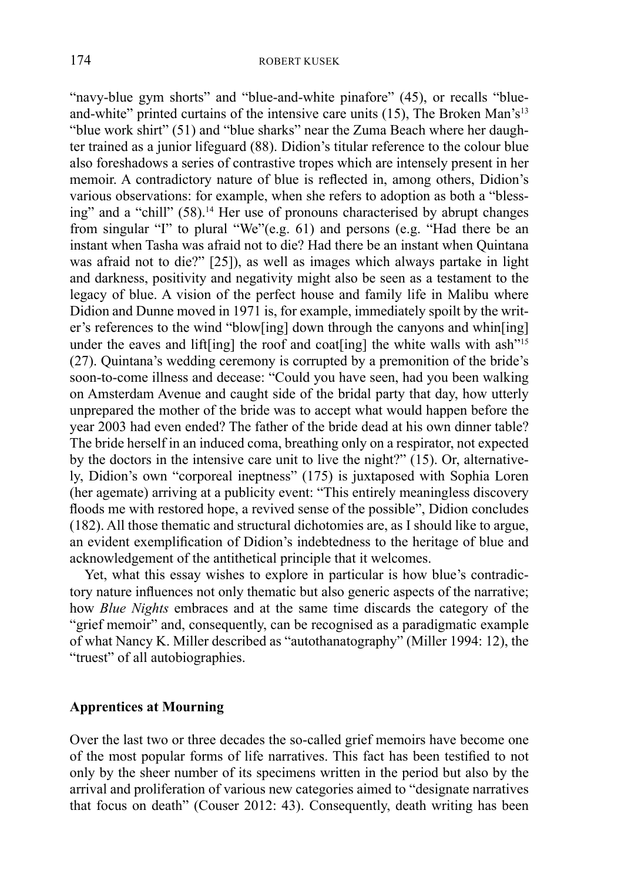"navy-blue gym shorts" and "blue-and-white pinafore" (45), or recalls "blue-and-white" printed curtains of the intensive care units (15), The Broken Man's[13] "blue work shirt" (51) and "blue sharks" near the Zuma Beach where her daughter trained as a junior lifeguard (88). Didion's titular reference to the colour blue also foreshadows a series of contrastive tropes which are intensely present in her memoir. A contradictory nature of blue is reflected in, among others, Didion's various observations: for example, when she refers to adoption as both a "blessing" and a "chill" (58).[14] Her use of pronouns characterised by abrupt changes from singular "I" to plural "We"(e.g. 61) and persons (e.g. "Had there be an instant when Tasha was afraid not to die? Had there be an instant when Quintana was afraid not to die?" [25]), as well as images which always partake in light and darkness, positivity and negativity might also be seen as a testament to the legacy of blue. A vision of the perfect house and family life in Malibu where Didion and Dunne moved in 1971 is, for example, immediately spoilt by the writer's references to the wind "blow[ing] down through the canyons and whin[ing] under the eaves and lift[ing] the roof and coat[ing] the white walls with ash"[15] (27). Quintana's wedding ceremony is corrupted by a premonition of the bride's soon-to-come illness and decease: "Could you have seen, had you been walking on Amsterdam Avenue and caught side of the bridal party that day, how utterly unprepared the mother of the bride was to accept what would happen before the year 2003 had even ended? The father of the bride dead at his own dinner table? The bride herself in an induced coma, breathing only on a respirator, not expected by the doctors in the intensive care unit to live the night?" (15). Or, alternatively, Didion's own "corporeal ineptness" (175) is juxtaposed with Sophia Loren (her agemate) arriving at a publicity event: "This entirely meaningless discovery floods me with restored hope, a revived sense of the possible", Didion concludes (182). All those thematic and structural dichotomies are, as I should like to argue, an evident exemplification of Didion's indebtedness to the heritage of blue and acknowledgement of the antithetical principle that it welcomes.

Yet, what this essay wishes to explore in particular is how blue's contradictory nature influences not only thematic but also generic aspects of the narrative; how *Blue Nights* embraces and at the same time discards the category of the "grief memoir" and, consequently, can be recognised as a paradigmatic example of what Nancy K. Miller described as "autothanatography" (Miller 1994: 12), the "truest" of all autobiographies.

## Apprentices at Mourning

Over the last two or three decades the so-called grief memoirs have become one of the most popular forms of life narratives. This fact has been testified to not only by the sheer number of its specimens written in the period but also by the arrival and proliferation of various new categories aimed to "designate narratives that focus on death" (Couser 2012: 43). Consequently, death writing has been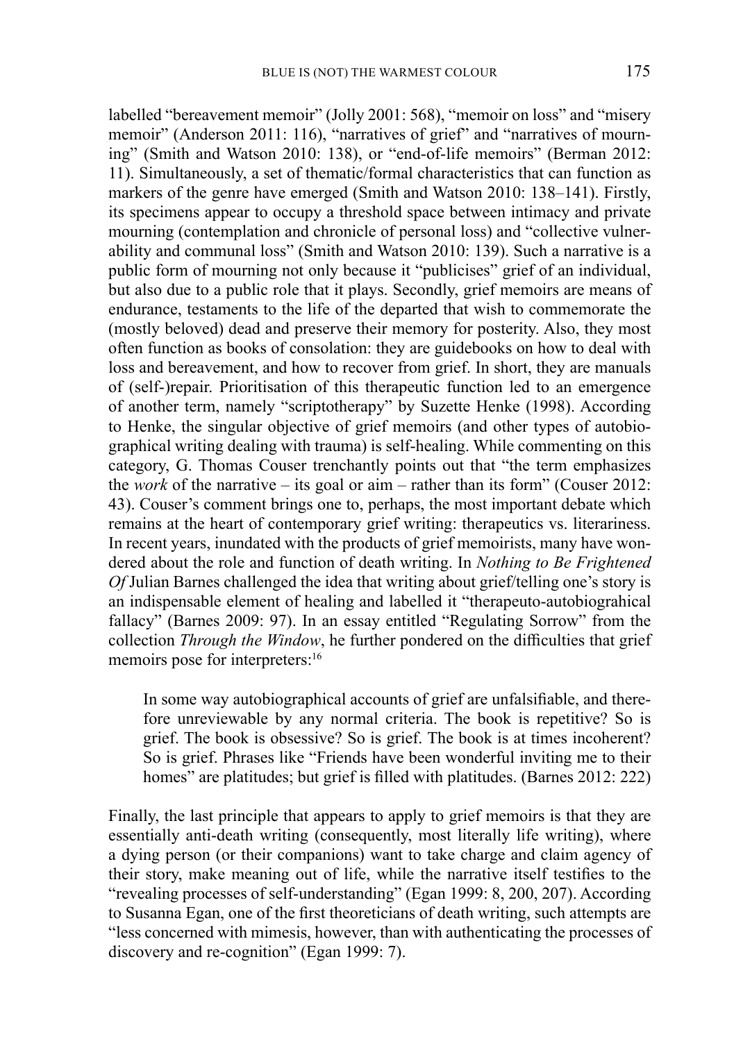labelled "bereavement memoir" (Jolly 2001: 568), "memoir on loss" and "misery memoir" (Anderson 2011: 116), "narratives of grief" and "narratives of mourning" (Smith and Watson 2010: 138), or "end-of-life memoirs" (Berman 2012: 11). Simultaneously, a set of thematic/formal characteristics that can function as markers of the genre have emerged (Smith and Watson 2010: 138–141). Firstly, its specimens appear to occupy a threshold space between intimacy and private mourning (contemplation and chronicle of personal loss) and "collective vulnerability and communal loss" (Smith and Watson 2010: 139). Such a narrative is a public form of mourning not only because it "publicises" grief of an individual, but also due to a public role that it plays. Secondly, grief memoirs are means of endurance, testaments to the life of the departed that wish to commemorate the (mostly beloved) dead and preserve their memory for posterity. Also, they most often function as books of consolation: they are guidebooks on how to deal with loss and bereavement, and how to recover from grief. In short, they are manuals of (self-)repair. Prioritisation of this therapeutic function led to an emergence of another term, namely "scriptotherapy" by Suzette Henke (1998). According to Henke, the singular objective of grief memoirs (and other types of autobiographical writing dealing with trauma) is self-healing. While commenting on this category, G. Thomas Couser trenchantly points out that "the term emphasizes the *work* of the narrative – its goal or aim – rather than its form" (Couser 2012: 43). Couser's comment brings one to, perhaps, the most important debate which remains at the heart of contemporary grief writing: therapeutics vs. literariness. In recent years, inundated with the products of grief memoirists, many have wondered about the role and function of death writing. In *Nothing to Be Frightened Of* Julian Barnes challenged the idea that writing about grief/telling one's story is an indispensable element of healing and labelled it "therapeuto-autobiograhical fallacy" (Barnes 2009: 97). In an essay entitled "Regulating Sorrow" from the collection *Through the Window*, he further pondered on the difficulties that grief memoirs pose for interpreters:[16]

> In some way autobiographical accounts of grief are unfalsifiable, and therefore unreviewable by any normal criteria. The book is repetitive? So is grief. The book is obsessive? So is grief. The book is at times incoherent? So is grief. Phrases like "Friends have been wonderful inviting me to their homes" are platitudes; but grief is filled with platitudes. (Barnes 2012: 222)

Finally, the last principle that appears to apply to grief memoirs is that they are essentially anti-death writing (consequently, most literally life writing), where a dying person (or their companions) want to take charge and claim agency of their story, make meaning out of life, while the narrative itself testifies to the "revealing processes of self-understanding" (Egan 1999: 8, 200, 207). According to Susanna Egan, one of the first theoreticians of death writing, such attempts are "less concerned with mimesis, however, than with authenticating the processes of discovery and re-cognition" (Egan 1999: 7).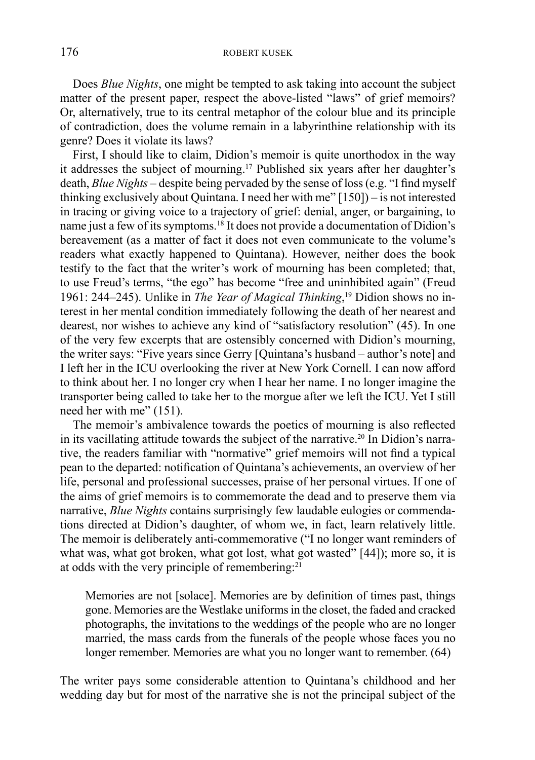Does *Blue Nights*, one might be tempted to ask taking into account the subject matter of the present paper, respect the above-listed "laws" of grief memoirs? Or, alternatively, true to its central metaphor of the colour blue and its principle of contradiction, does the volume remain in a labyrinthine relationship with its genre? Does it violate its laws?

First, I should like to claim, Didion's memoir is quite unorthodox in the way it addresses the subject of mourning.[17] Published six years after her daughter's death, *Blue Nights* – despite being pervaded by the sense of loss (e.g. "I find myself thinking exclusively about Quintana. I need her with me" [150]) – is not interested in tracing or giving voice to a trajectory of grief: denial, anger, or bargaining, to name just a few of its symptoms.[18] It does not provide a documentation of Didion's bereavement (as a matter of fact it does not even communicate to the volume's readers what exactly happened to Quintana). However, neither does the book testify to the fact that the writer's work of mourning has been completed; that, to use Freud's terms, "the ego" has become "free and uninhibited again" (Freud 1961: 244–245). Unlike in *The Year of Magical Thinking*,[19] Didion shows no interest in her mental condition immediately following the death of her nearest and dearest, nor wishes to achieve any kind of "satisfactory resolution" (45). In one of the very few excerpts that are ostensibly concerned with Didion's mourning, the writer says: "Five years since Gerry [Quintana's husband – author's note] and I left her in the ICU overlooking the river at New York Cornell. I can now afford to think about her. I no longer cry when I hear her name. I no longer imagine the transporter being called to take her to the morgue after we left the ICU. Yet I still need her with me" (151).

The memoir's ambivalence towards the poetics of mourning is also reflected in its vacillating attitude towards the subject of the narrative.[20] In Didion's narrative, the readers familiar with "normative" grief memoirs will not find a typical pean to the departed: notification of Quintana's achievements, an overview of her life, personal and professional successes, praise of her personal virtues. If one of the aims of grief memoirs is to commemorate the dead and to preserve them via narrative, *Blue Nights* contains surprisingly few laudable eulogies or commendations directed at Didion's daughter, of whom we, in fact, learn relatively little. The memoir is deliberately anti-commemorative ("I no longer want reminders of what was, what got broken, what got lost, what got wasted" [44]); more so, it is at odds with the very principle of remembering:[21]

> Memories are not [solace]. Memories are by definition of times past, things gone. Memories are the Westlake uniforms in the closet, the faded and cracked photographs, the invitations to the weddings of the people who are no longer married, the mass cards from the funerals of the people whose faces you no longer remember. Memories are what you no longer want to remember. (64)

The writer pays some considerable attention to Quintana's childhood and her wedding day but for most of the narrative she is not the principal subject of the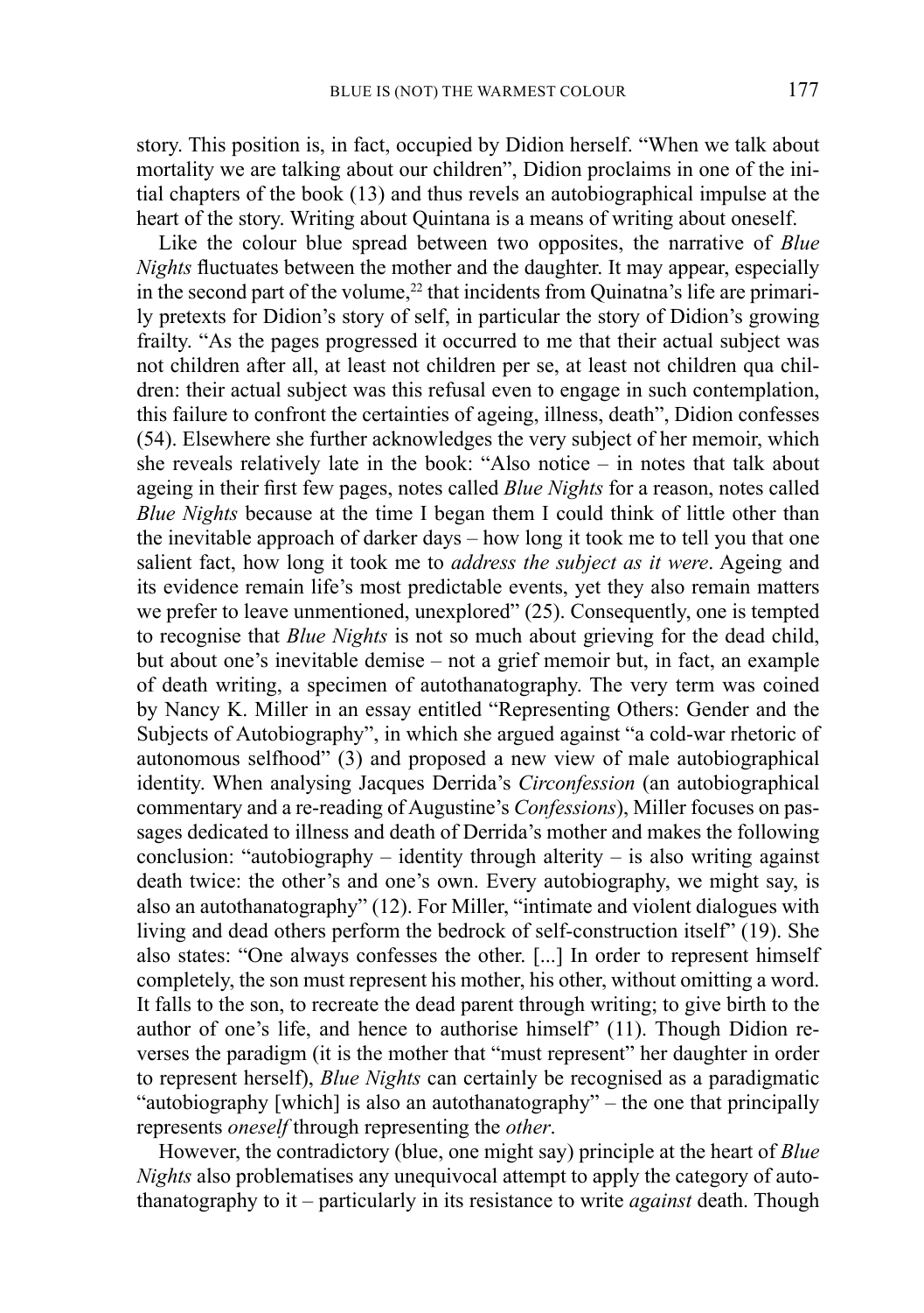story. This position is, in fact, occupied by Didion herself. "When we talk about mortality we are talking about our children", Didion proclaims in one of the initial chapters of the book (13) and thus revels an autobiographical impulse at the heart of the story. Writing about Quintana is a means of writing about oneself.

Like the colour blue spread between two opposites, the narrative of *Blue Nights* fluctuates between the mother and the daughter. It may appear, especially in the second part of the volume,[22] that incidents from Quinatna's life are primarily pretexts for Didion's story of self, in particular the story of Didion's growing frailty. "As the pages progressed it occurred to me that their actual subject was not children after all, at least not children per se, at least not children qua children: their actual subject was this refusal even to engage in such contemplation, this failure to confront the certainties of ageing, illness, death", Didion confesses (54). Elsewhere she further acknowledges the very subject of her memoir, which she reveals relatively late in the book: "Also notice – in notes that talk about ageing in their first few pages, notes called *Blue Nights* for a reason, notes called *Blue Nights* because at the time I began them I could think of little other than the inevitable approach of darker days – how long it took me to tell you that one salient fact, how long it took me to *address the subject as it were*. Ageing and its evidence remain life's most predictable events, yet they also remain matters we prefer to leave unmentioned, unexplored" (25). Consequently, one is tempted to recognise that *Blue Nights* is not so much about grieving for the dead child, but about one's inevitable demise – not a grief memoir but, in fact, an example of death writing, a specimen of autothanatography. The very term was coined by Nancy K. Miller in an essay entitled "Representing Others: Gender and the Subjects of Autobiography", in which she argued against "a cold-war rhetoric of autonomous selfhood" (3) and proposed a new view of male autobiographical identity. When analysing Jacques Derrida's *Circonfession* (an autobiographical commentary and a re-reading of Augustine's *Confessions*), Miller focuses on passages dedicated to illness and death of Derrida's mother and makes the following conclusion: "autobiography – identity through alterity – is also writing against death twice: the other's and one's own. Every autobiography, we might say, is also an autothanatography" (12). For Miller, "intimate and violent dialogues with living and dead others perform the bedrock of self-construction itself" (19). She also states: "One always confesses the other. [...] In order to represent himself completely, the son must represent his mother, his other, without omitting a word. It falls to the son, to recreate the dead parent through writing; to give birth to the author of one's life, and hence to authorise himself" (11). Though Didion reverses the paradigm (it is the mother that "must represent" her daughter in order to represent herself), *Blue Nights* can certainly be recognised as a paradigmatic "autobiography [which] is also an autothanatography" – the one that principally represents *oneself* through representing the *other*.

However, the contradictory (blue, one might say) principle at the heart of *Blue Nights* also problematises any unequivocal attempt to apply the category of autothanatography to it – particularly in its resistance to write *against* death. Though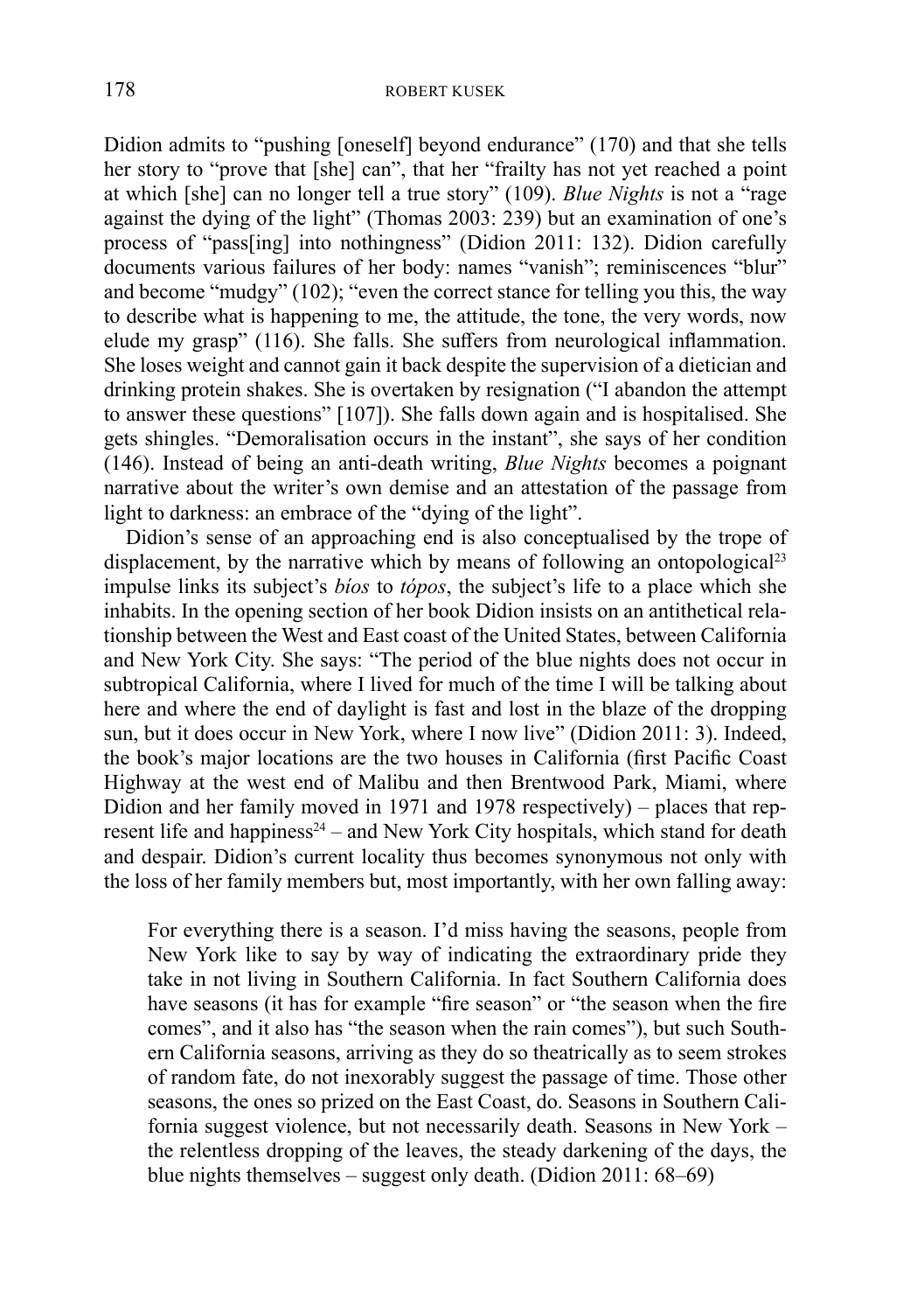Didion admits to "pushing [oneself] beyond endurance" (170) and that she tells her story to "prove that [she] can", that her "frailty has not yet reached a point at which [she] can no longer tell a true story" (109). *Blue Nights* is not a "rage against the dying of the light" (Thomas 2003: 239) but an examination of one's process of "pass[ing] into nothingness" (Didion 2011: 132). Didion carefully documents various failures of her body: names "vanish"; reminiscences "blur" and become "mudgy" (102); "even the correct stance for telling you this, the way to describe what is happening to me, the attitude, the tone, the very words, now elude my grasp" (116). She falls. She suffers from neurological inflammation. She loses weight and cannot gain it back despite the supervision of a dietician and drinking protein shakes. She is overtaken by resignation ("I abandon the attempt to answer these questions" [107]). She falls down again and is hospitalised. She gets shingles. "Demoralisation occurs in the instant", she says of her condition (146). Instead of being an anti-death writing, *Blue Nights* becomes a poignant narrative about the writer's own demise and an attestation of the passage from light to darkness: an embrace of the "dying of the light".

Didion's sense of an approaching end is also conceptualised by the trope of displacement, by the narrative which by means of following an ontopological[23] impulse links its subject's *bíos* to *tópos*, the subject's life to a place which she inhabits. In the opening section of her book Didion insists on an antithetical relationship between the West and East coast of the United States, between California and New York City. She says: "The period of the blue nights does not occur in subtropical California, where I lived for much of the time I will be talking about here and where the end of daylight is fast and lost in the blaze of the dropping sun, but it does occur in New York, where I now live" (Didion 2011: 3). Indeed, the book's major locations are the two houses in California (first Pacific Coast Highway at the west end of Malibu and then Brentwood Park, Miami, where Didion and her family moved in 1971 and 1978 respectively) – places that represent life and happiness[24] – and New York City hospitals, which stand for death and despair. Didion's current locality thus becomes synonymous not only with the loss of her family members but, most importantly, with her own falling away:

> For everything there is a season. I'd miss having the seasons, people from New York like to say by way of indicating the extraordinary pride they take in not living in Southern California. In fact Southern California does have seasons (it has for example "fire season" or "the season when the fire comes", and it also has "the season when the rain comes"), but such Southern California seasons, arriving as they do so theatrically as to seem strokes of random fate, do not inexorably suggest the passage of time. Those other seasons, the ones so prized on the East Coast, do. Seasons in Southern California suggest violence, but not necessarily death. Seasons in New York – the relentless dropping of the leaves, the steady darkening of the days, the blue nights themselves – suggest only death. (Didion 2011: 68–69)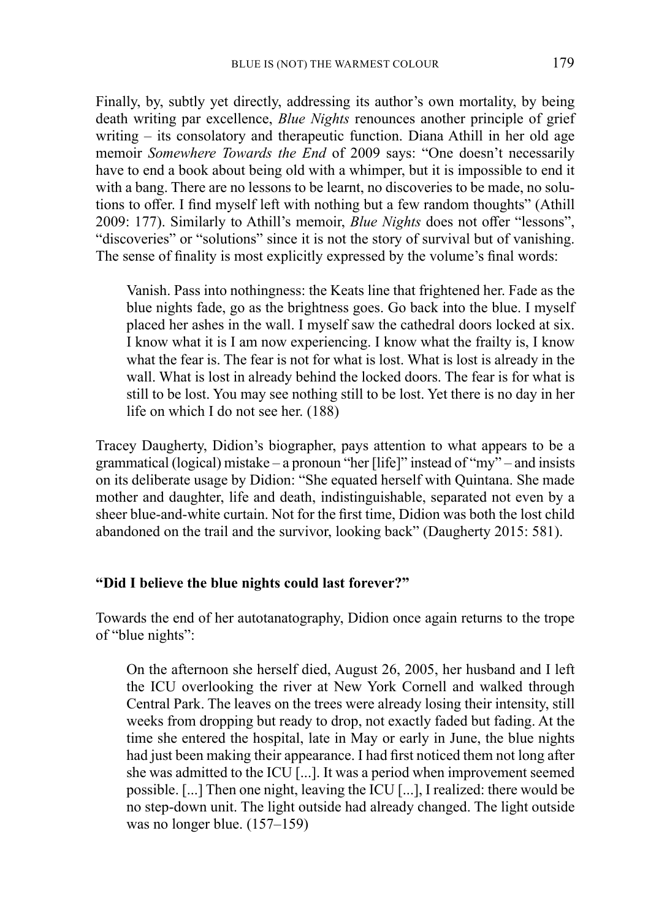Finally, by, subtly yet directly, addressing its author's own mortality, by being death writing par excellence, *Blue Nights* renounces another principle of grief writing – its consolatory and therapeutic function. Diana Athill in her old age memoir *Somewhere Towards the End* of 2009 says: "One doesn't necessarily have to end a book about being old with a whimper, but it is impossible to end it with a bang. There are no lessons to be learnt, no discoveries to be made, no solutions to offer. I find myself left with nothing but a few random thoughts" (Athill 2009: 177). Similarly to Athill's memoir, *Blue Nights* does not offer "lessons", "discoveries" or "solutions" since it is not the story of survival but of vanishing. The sense of finality is most explicitly expressed by the volume's final words:

> Vanish. Pass into nothingness: the Keats line that frightened her. Fade as the blue nights fade, go as the brightness goes. Go back into the blue. I myself placed her ashes in the wall. I myself saw the cathedral doors locked at six. I know what it is I am now experiencing. I know what the frailty is, I know what the fear is. The fear is not for what is lost. What is lost is already in the wall. What is lost in already behind the locked doors. The fear is for what is still to be lost. You may see nothing still to be lost. Yet there is no day in her life on which I do not see her. (188)

Tracey Daugherty, Didion's biographer, pays attention to what appears to be a grammatical (logical) mistake – a pronoun "her [life]" instead of "my" – and insists on its deliberate usage by Didion: "She equated herself with Quintana. She made mother and daughter, life and death, indistinguishable, separated not even by a sheer blue-and-white curtain. Not for the first time, Didion was both the lost child abandoned on the trail and the survivor, looking back" (Daugherty 2015: 581).

## "Did I believe the blue nights could last forever?"

Towards the end of her autotanatography, Didion once again returns to the trope of "blue nights":

> On the afternoon she herself died, August 26, 2005, her husband and I left the ICU overlooking the river at New York Cornell and walked through Central Park. The leaves on the trees were already losing their intensity, still weeks from dropping but ready to drop, not exactly faded but fading. At the time she entered the hospital, late in May or early in June, the blue nights had just been making their appearance. I had first noticed them not long after she was admitted to the ICU [...]. It was a period when improvement seemed possible. [...] Then one night, leaving the ICU [...], I realized: there would be no step-down unit. The light outside had already changed. The light outside was no longer blue. (157–159)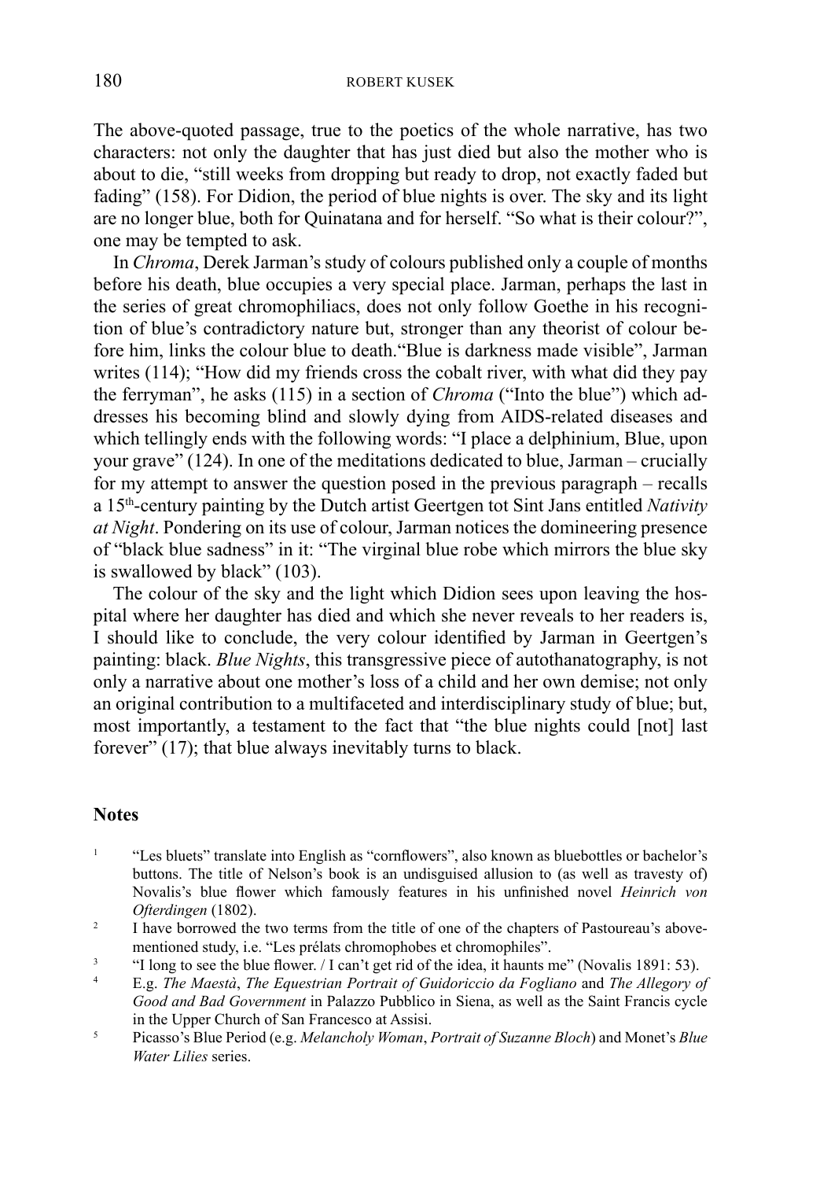The above-quoted passage, true to the poetics of the whole narrative, has two characters: not only the daughter that has just died but also the mother who is about to die, "still weeks from dropping but ready to drop, not exactly faded but fading" (158). For Didion, the period of blue nights is over. The sky and its light are no longer blue, both for Quinatana and for herself. "So what is their colour?", one may be tempted to ask.

In *Chroma*, Derek Jarman's study of colours published only a couple of months before his death, blue occupies a very special place. Jarman, perhaps the last in the series of great chromophiliacs, does not only follow Goethe in his recognition of blue's contradictory nature but, stronger than any theorist of colour before him, links the colour blue to death."Blue is darkness made visible", Jarman writes (114); "How did my friends cross the cobalt river, with what did they pay the ferryman", he asks (115) in a section of *Chroma* ("Into the blue") which addresses his becoming blind and slowly dying from AIDS-related diseases and which tellingly ends with the following words: "I place a delphinium, Blue, upon your grave" (124). In one of the meditations dedicated to blue, Jarman – crucially for my attempt to answer the question posed in the previous paragraph – recalls a 15th-century painting by the Dutch artist Geertgen tot Sint Jans entitled *Nativity at Night*. Pondering on its use of colour, Jarman notices the domineering presence of "black blue sadness" in it: "The virginal blue robe which mirrors the blue sky is swallowed by black" (103).

The colour of the sky and the light which Didion sees upon leaving the hospital where her daughter has died and which she never reveals to her readers is, I should like to conclude, the very colour identified by Jarman in Geertgen's painting: black. *Blue Nights*, this transgressive piece of autothanatography, is not only a narrative about one mother's loss of a child and her own demise; not only an original contribution to a multifaceted and interdisciplinary study of blue; but, most importantly, a testament to the fact that "the blue nights could [not] last forever" (17); that blue always inevitably turns to black.

## Notes

1. "Les bluets" translate into English as "cornflowers", also known as bluebottles or bachelor's buttons. The title of Nelson's book is an undisguised allusion to (as well as travesty of) Novalis's blue flower which famously features in his unfinished novel *Heinrich von Ofterdingen* (1802).
2. I have borrowed the two terms from the title of one of the chapters of Pastoureau's above-mentioned study, i.e. "Les prélats chromophobes et chromophiles".
3. "I long to see the blue flower. / I can't get rid of the idea, it haunts me" (Novalis 1891: 53).
4. E.g. *The Maestà*, *The Equestrian Portrait of Guidoriccio da Fogliano* and *The Allegory of Good and Bad Government* in Palazzo Pubblico in Siena, as well as the Saint Francis cycle in the Upper Church of San Francesco at Assisi.
5. Picasso's Blue Period (e.g. *Melancholy Woman*, *Portrait of Suzanne Bloch*) and Monet's *Blue Water Lilies* series.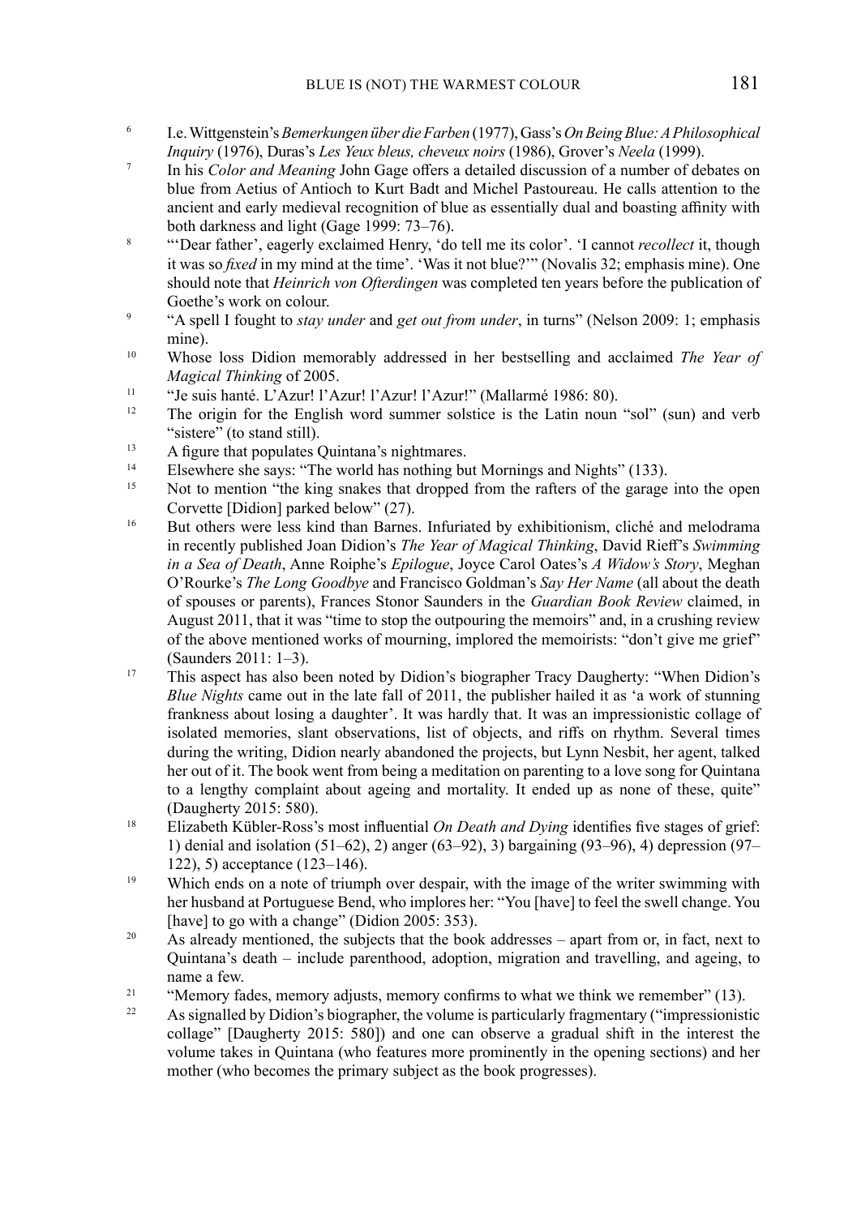6. I.e. Wittgenstein's *Bemerkungen über die Farben* (1977), Gass's *On Being Blue: A Philosophical Inquiry* (1976), Duras's *Les Yeux bleus, cheveux noirs* (1986), Grover's *Neela* (1999).
7. In his *Color and Meaning* John Gage offers a detailed discussion of a number of debates on blue from Aetius of Antioch to Kurt Badt and Michel Pastoureau. He calls attention to the ancient and early medieval recognition of blue as essentially dual and boasting affinity with both darkness and light (Gage 1999: 73–76).
8. "'Dear father', eagerly exclaimed Henry, 'do tell me its color'. 'I cannot *recollect* it, though it was so *fixed* in my mind at the time'. 'Was it not blue?'" (Novalis 32; emphasis mine). One should note that *Heinrich von Ofterdingen* was completed ten years before the publication of Goethe's work on colour.
9. "A spell I fought to *stay under* and *get out from under*, in turns" (Nelson 2009: 1; emphasis mine).
10. Whose loss Didion memorably addressed in her bestselling and acclaimed *The Year of Magical Thinking* of 2005.
11. "Je suis hanté. L'Azur! l'Azur! l'Azur! l'Azur!" (Mallarmé 1986: 80).
12. The origin for the English word summer solstice is the Latin noun "sol" (sun) and verb "sistere" (to stand still).
13. A figure that populates Quintana's nightmares.
14. Elsewhere she says: "The world has nothing but Mornings and Nights" (133).
15. Not to mention "the king snakes that dropped from the rafters of the garage into the open Corvette [Didion] parked below" (27).
16. But others were less kind than Barnes. Infuriated by exhibitionism, cliché and melodrama in recently published Joan Didion's *The Year of Magical Thinking*, David Rieff's *Swimming in a Sea of Death*, Anne Roiphe's *Epilogue*, Joyce Carol Oates's *A Widow's Story*, Meghan O'Rourke's *The Long Goodbye* and Francisco Goldman's *Say Her Name* (all about the death of spouses or parents), Frances Stonor Saunders in the *Guardian Book Review* claimed, in August 2011, that it was "time to stop the outpouring the memoirs" and, in a crushing review of the above mentioned works of mourning, implored the memoirists: "don't give me grief" (Saunders 2011: 1–3).
17. This aspect has also been noted by Didion's biographer Tracy Daugherty: "When Didion's *Blue Nights* came out in the late fall of 2011, the publisher hailed it as 'a work of stunning frankness about losing a daughter'. It was hardly that. It was an impressionistic collage of isolated memories, slant observations, list of objects, and riffs on rhythm. Several times during the writing, Didion nearly abandoned the projects, but Lynn Nesbit, her agent, talked her out of it. The book went from being a meditation on parenting to a love song for Quintana to a lengthy complaint about ageing and mortality. It ended up as none of these, quite" (Daugherty 2015: 580).
18. Elizabeth Kübler-Ross's most influential *On Death and Dying* identifies five stages of grief: 1) denial and isolation (51–62), 2) anger (63–92), 3) bargaining (93–96), 4) depression (97–122), 5) acceptance (123–146).
19. Which ends on a note of triumph over despair, with the image of the writer swimming with her husband at Portuguese Bend, who implores her: "You [have] to feel the swell change. You [have] to go with a change" (Didion 2005: 353).
20. As already mentioned, the subjects that the book addresses – apart from or, in fact, next to Quintana's death – include parenthood, adoption, migration and travelling, and ageing, to name a few.
21. "Memory fades, memory adjusts, memory confirms to what we think we remember" (13).
22. As signalled by Didion's biographer, the volume is particularly fragmentary ("impressionistic collage" [Daugherty 2015: 580]) and one can observe a gradual shift in the interest the volume takes in Quintana (who features more prominently in the opening sections) and her mother (who becomes the primary subject as the book progresses).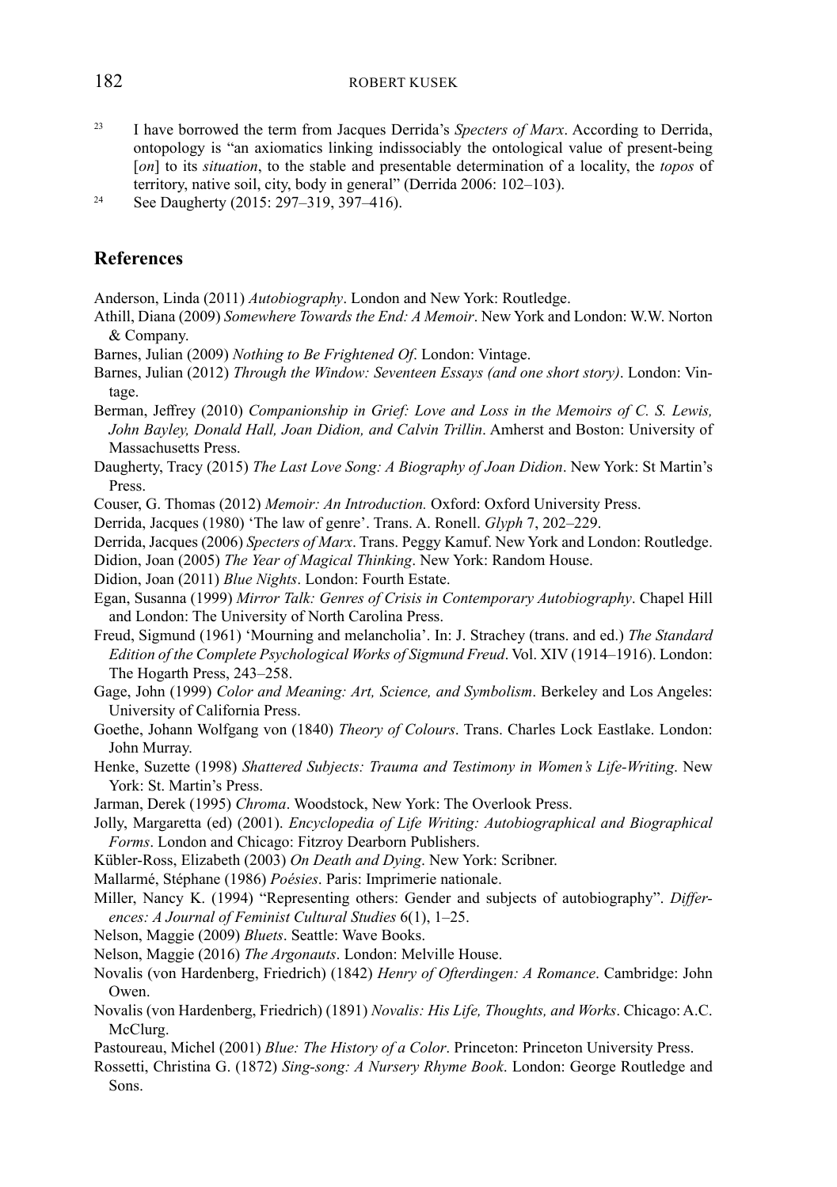[23] I have borrowed the term from Jacques Derrida's *Specters of Marx*. According to Derrida, ontopology is "an axiomatics linking indissociably the ontological value of present-being [*on*] to its *situation*, to the stable and presentable determination of a locality, the *topos* of territory, native soil, city, body in general" (Derrida 2006: 102–103).

[24] See Daugherty (2015: 297–319, 397–416).

## References

Anderson, Linda (2011) *Autobiography*. London and New York: Routledge.

Athill, Diana (2009) *Somewhere Towards the End: A Memoir*. New York and London: W.W. Norton & Company.

Barnes, Julian (2009) *Nothing to Be Frightened Of*. London: Vintage.

Barnes, Julian (2012) *Through the Window: Seventeen Essays (and one short story)*. London: Vintage.

Berman, Jeffrey (2010) *Companionship in Grief: Love and Loss in the Memoirs of C. S. Lewis, John Bayley, Donald Hall, Joan Didion, and Calvin Trillin*. Amherst and Boston: University of Massachusetts Press.

Daugherty, Tracy (2015) *The Last Love Song: A Biography of Joan Didion*. New York: St Martin's Press.

Couser, G. Thomas (2012) *Memoir: An Introduction.* Oxford: Oxford University Press.

Derrida, Jacques (1980) 'The law of genre'. Trans. A. Ronell. *Glyph* 7, 202–229.

Derrida, Jacques (2006) *Specters of Marx*. Trans. Peggy Kamuf. New York and London: Routledge.

Didion, Joan (2005) *The Year of Magical Thinking*. New York: Random House.

Didion, Joan (2011) *Blue Nights*. London: Fourth Estate.

Egan, Susanna (1999) *Mirror Talk: Genres of Crisis in Contemporary Autobiography*. Chapel Hill and London: The University of North Carolina Press.

Freud, Sigmund (1961) 'Mourning and melancholia'. In: J. Strachey (trans. and ed.) *The Standard Edition of the Complete Psychological Works of Sigmund Freud*. Vol. XIV (1914–1916). London: The Hogarth Press, 243–258.

Gage, John (1999) *Color and Meaning: Art, Science, and Symbolism*. Berkeley and Los Angeles: University of California Press.

Goethe, Johann Wolfgang von (1840) *Theory of Colours*. Trans. Charles Lock Eastlake. London: John Murray.

Henke, Suzette (1998) *Shattered Subjects: Trauma and Testimony in Women's Life-Writing*. New York: St. Martin's Press.

Jarman, Derek (1995) *Chroma*. Woodstock, New York: The Overlook Press.

Jolly, Margaretta (ed) (2001). *Encyclopedia of Life Writing: Autobiographical and Biographical Forms*. London and Chicago: Fitzroy Dearborn Publishers.

Kübler-Ross, Elizabeth (2003) *On Death and Dying*. New York: Scribner.

Mallarmé, Stéphane (1986) *Poésies*. Paris: Imprimerie nationale.

Miller, Nancy K. (1994) "Representing others: Gender and subjects of autobiography". *Differences: A Journal of Feminist Cultural Studies* 6(1), 1–25.

Nelson, Maggie (2009) *Bluets*. Seattle: Wave Books.

Nelson, Maggie (2016) *The Argonauts*. London: Melville House.

Novalis (von Hardenberg, Friedrich) (1842) *Henry of Ofterdingen: A Romance*. Cambridge: John Owen.

Novalis (von Hardenberg, Friedrich) (1891) *Novalis: His Life, Thoughts, and Works*. Chicago: A.C. McClurg.

Pastoureau, Michel (2001) *Blue: The History of a Color*. Princeton: Princeton University Press.

Rossetti, Christina G. (1872) *Sing-song: A Nursery Rhyme Book*. London: George Routledge and Sons.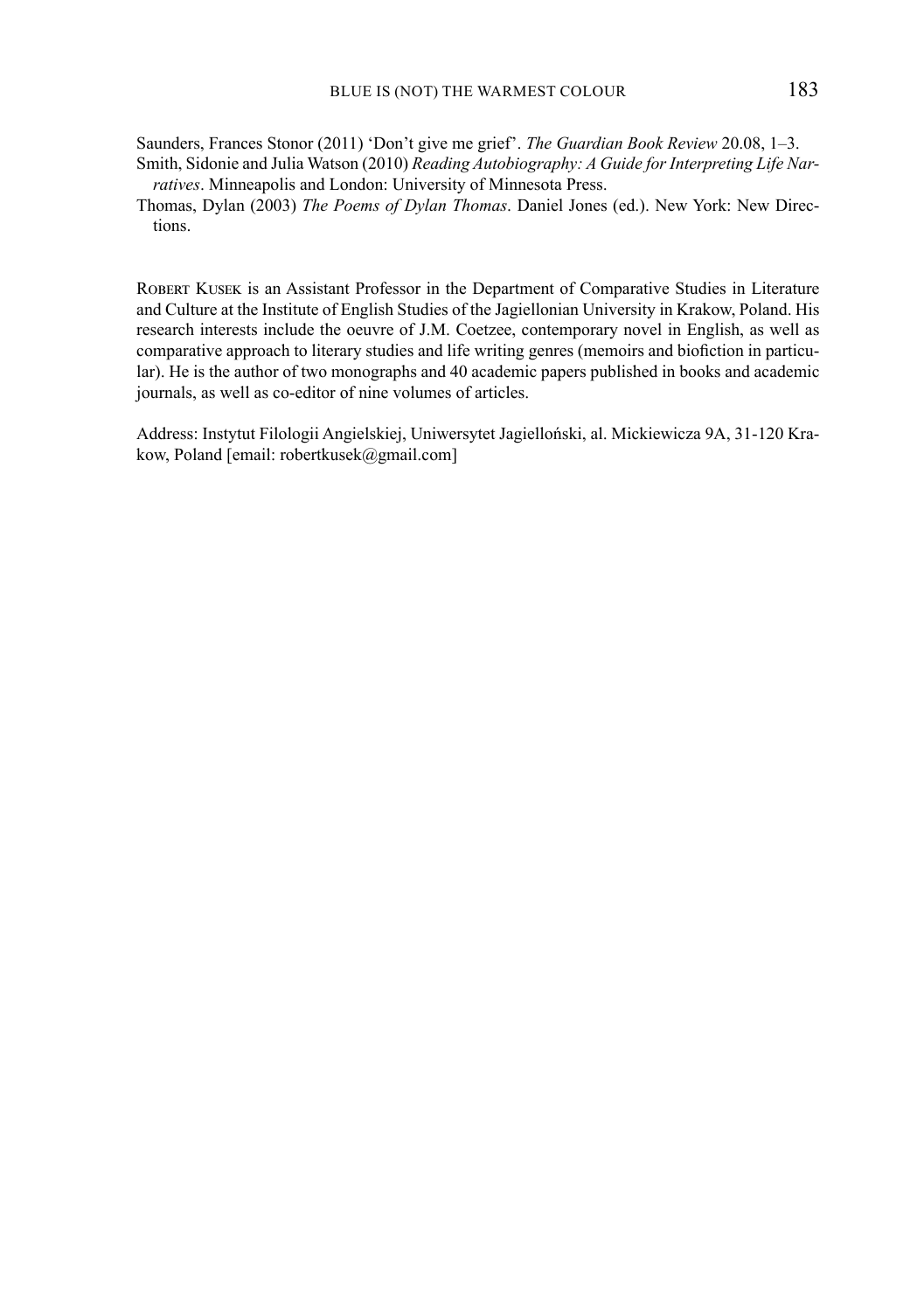Saunders, Frances Stonor (2011) 'Don't give me grief'. *The Guardian Book Review* 20.08, 1–3.

Smith, Sidonie and Julia Watson (2010) *Reading Autobiography: A Guide for Interpreting Life Narratives*. Minneapolis and London: University of Minnesota Press.

Thomas, Dylan (2003) *The Poems of Dylan Thomas*. Daniel Jones (ed.). New York: New Directions.

Robert Kusek is an Assistant Professor in the Department of Comparative Studies in Literature and Culture at the Institute of English Studies of the Jagiellonian University in Krakow, Poland. His research interests include the oeuvre of J.M. Coetzee, contemporary novel in English, as well as comparative approach to literary studies and life writing genres (memoirs and biofiction in particular). He is the author of two monographs and 40 academic papers published in books and academic journals, as well as co-editor of nine volumes of articles.

Address: Instytut Filologii Angielskiej, Uniwersytet Jagielloński, al. Mickiewicza 9A, 31-120 Krakow, Poland [email: robertkusek@gmail.com]